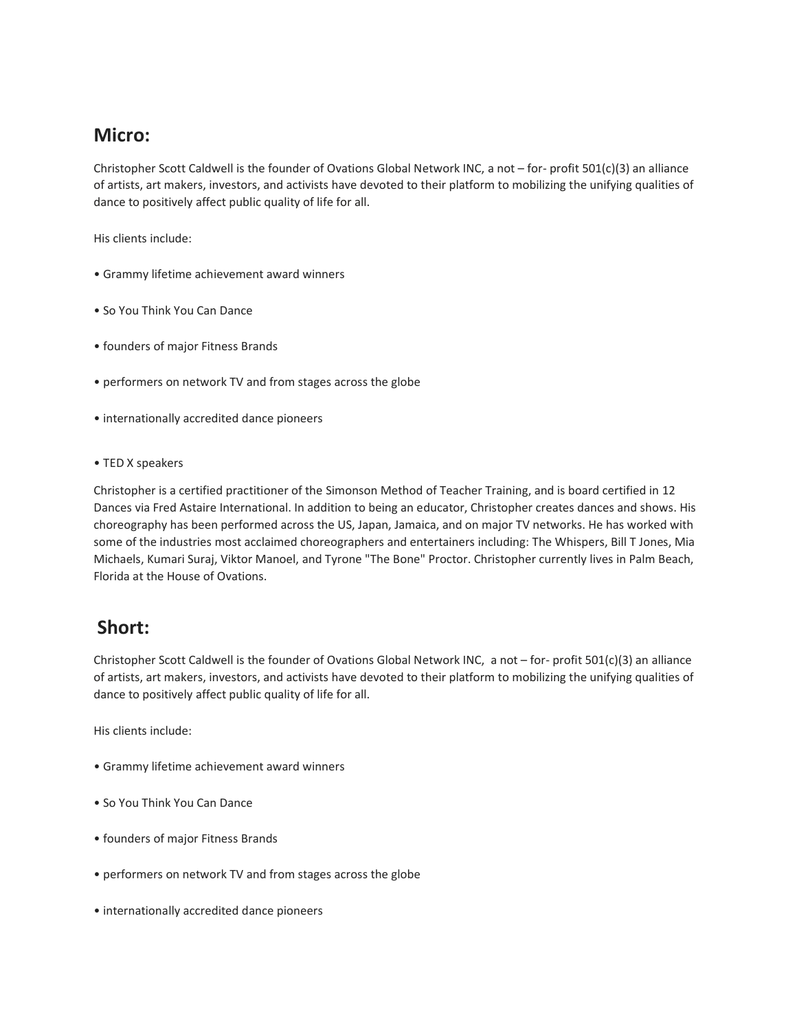## Micro:

Christopher Scott Caldwell is the founder of Ovations Global Network INC, a not – for- profit 501(c)(3) an alliance of artists, art makers, investors, and activists have devoted to their platform to mobilizing the unifying qualities of dance to positively affect public quality of life for all.

His clients include:

- Grammy lifetime achievement award winners
- So You Think You Can Dance
- founders of major Fitness Brands
- performers on network TV and from stages across the globe
- internationally accredited dance pioneers
- TED X speakers

Christopher is a certified practitioner of the Simonson Method of Teacher Training, and is board certified in 12 Dances via Fred Astaire International. In addition to being an educator, Christopher creates dances and shows. His choreography has been performed across the US, Japan, Jamaica, and on major TV networks. He has worked with some of the industries most acclaimed choreographers and entertainers including: The Whispers, Bill T Jones, Mia Michaels, Kumari Suraj, Viktor Manoel, and Tyrone "The Bone" Proctor. Christopher currently lives in Palm Beach, Florida at the House of Ovations.

## Short:

Christopher Scott Caldwell is the founder of Ovations Global Network INC, a not – for- profit 501(c)(3) an alliance of artists, art makers, investors, and activists have devoted to their platform to mobilizing the unifying qualities of dance to positively affect public quality of life for all.

His clients include:

- Grammy lifetime achievement award winners
- So You Think You Can Dance
- founders of major Fitness Brands
- performers on network TV and from stages across the globe
- internationally accredited dance pioneers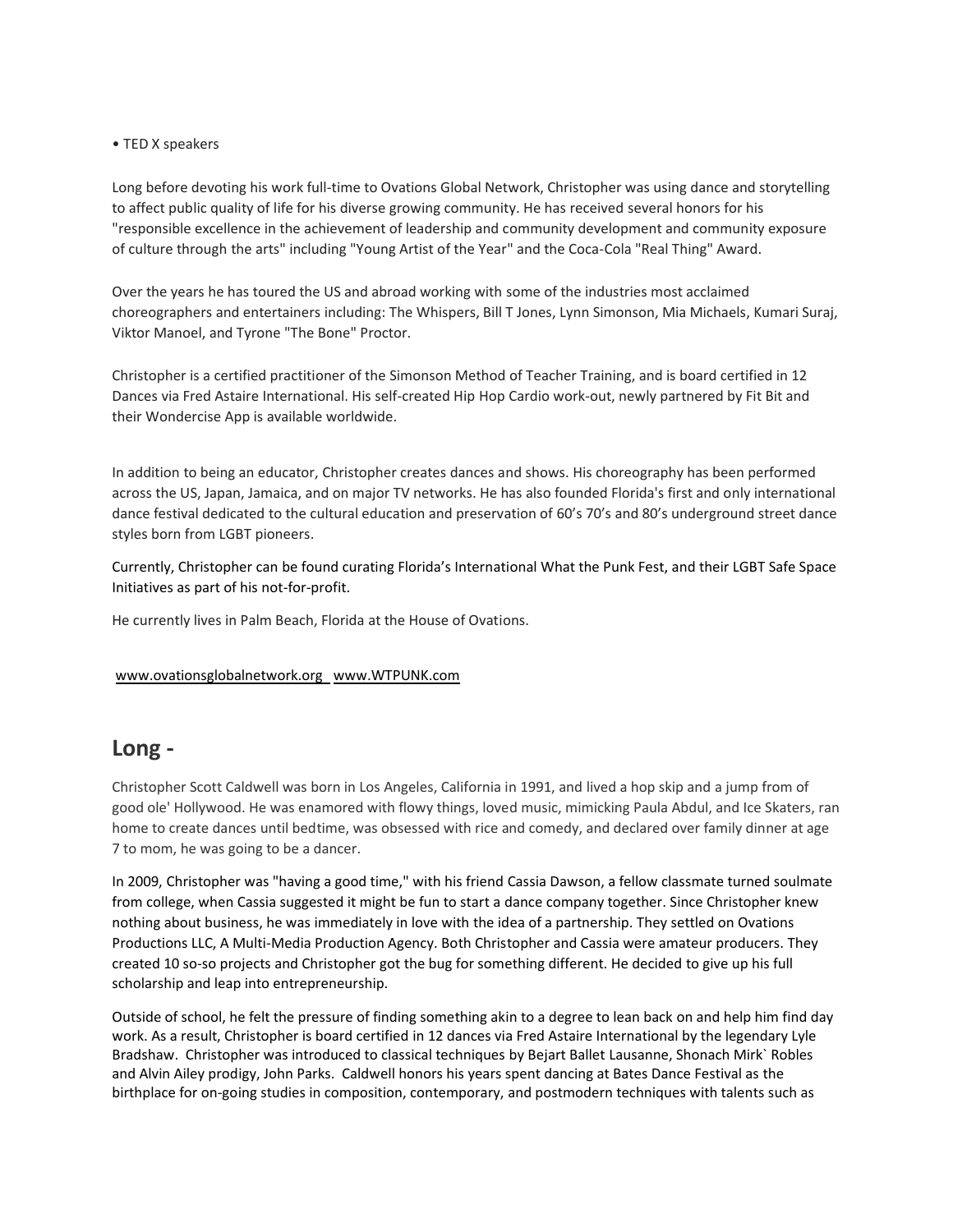• TED X speakers

Long before devoting his work full-time to Ovations Global Network, Christopher was using dance and storytelling to affect public quality of life for his diverse growing community. He has received several honors for his "responsible excellence in the achievement of leadership and community development and community exposure of culture through the arts" including "Young Artist of the Year" and the Coca-Cola "Real Thing" Award.

Over the years he has toured the US and abroad working with some of the industries most acclaimed choreographers and entertainers including: The Whispers, Bill T Jones, Lynn Simonson, Mia Michaels, Kumari Suraj, Viktor Manoel, and Tyrone "The Bone" Proctor.

Christopher is a certified practitioner of the Simonson Method of Teacher Training, and is board certified in 12 Dances via Fred Astaire International. His self-created Hip Hop Cardio work-out, newly partnered by Fit Bit and their Wondercise App is available worldwide.

In addition to being an educator, Christopher creates dances and shows. His choreography has been performed across the US, Japan, Jamaica, and on major TV networks. He has also founded Florida's first and only international dance festival dedicated to the cultural education and preservation of 60's 70's and 80's underground street dance styles born from LGBT pioneers.

Currently, Christopher can be found curating Florida's International What the Punk Fest, and their LGBT Safe Space Initiatives as part of his not-for-profit.

He currently lives in Palm Beach, Florida at the House of Ovations.

www.ovationsglobalnetwork.org www.WTPUNK.com

## Long -

Christopher Scott Caldwell was born in Los Angeles, California in 1991, and lived a hop skip and a jump from of good ole' Hollywood. He was enamored with flowy things, loved music, mimicking Paula Abdul, and Ice Skaters, ran home to create dances until bedtime, was obsessed with rice and comedy, and declared over family dinner at age 7 to mom, he was going to be a dancer.

In 2009, Christopher was "having a good time," with his friend Cassia Dawson, a fellow classmate turned soulmate from college, when Cassia suggested it might be fun to start a dance company together. Since Christopher knew nothing about business, he was immediately in love with the idea of a partnership. They settled on Ovations Productions LLC, A Multi-Media Production Agency. Both Christopher and Cassia were amateur producers. They created 10 so-so projects and Christopher got the bug for something different. He decided to give up his full scholarship and leap into entrepreneurship.

Outside of school, he felt the pressure of finding something akin to a degree to lean back on and help him find day work. As a result, Christopher is board certified in 12 dances via Fred Astaire International by the legendary Lyle Bradshaw. Christopher was introduced to classical techniques by Bejart Ballet Lausanne, Shonach Mirk` Robles and Alvin Ailey prodigy, John Parks. Caldwell honors his years spent dancing at Bates Dance Festival as the birthplace for on-going studies in composition, contemporary, and postmodern techniques with talents such as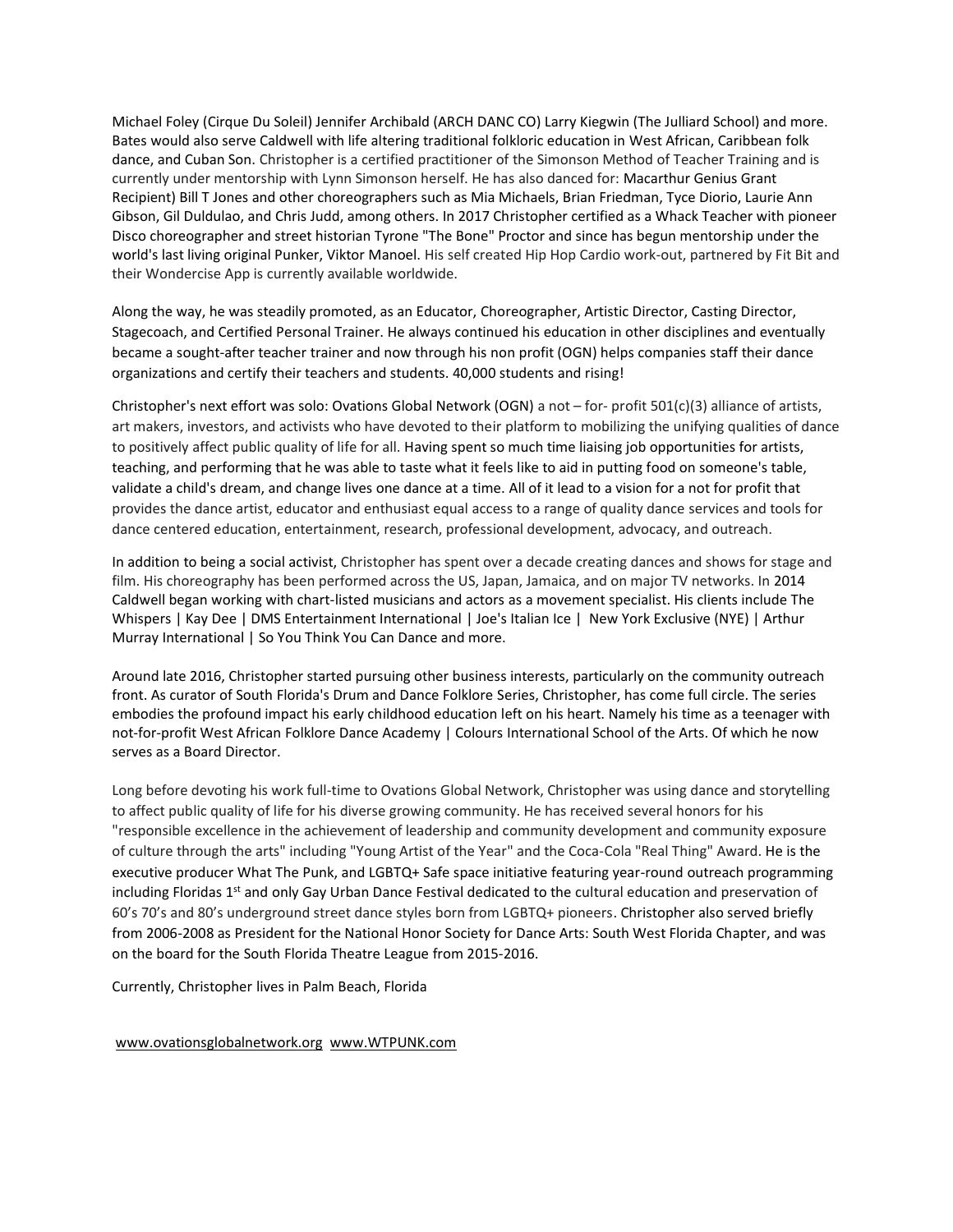Michael Foley (Cirque Du Soleil) Jennifer Archibald (ARCH DANC CO) Larry Kiegwin (The Julliard School) and more. Bates would also serve Caldwell with life altering traditional folkloric education in West African, Caribbean folk dance, and Cuban Son. Christopher is a certified practitioner of the Simonson Method of Teacher Training and is currently under mentorship with Lynn Simonson herself. He has also danced for: Macarthur Genius Grant Recipient) Bill T Jones and other choreographers such as Mia Michaels, Brian Friedman, Tyce Diorio, Laurie Ann Gibson, Gil Duldulao, and Chris Judd, among others. In 2017 Christopher certified as a Whack Teacher with pioneer Disco choreographer and street historian Tyrone "The Bone" Proctor and since has begun mentorship under the world's last living original Punker, Viktor Manoel. His self created Hip Hop Cardio work-out, partnered by Fit Bit and their Wondercise App is currently available worldwide.

Along the way, he was steadily promoted, as an Educator, Choreographer, Artistic Director, Casting Director, Stagecoach, and Certified Personal Trainer. He always continued his education in other disciplines and eventually became a sought-after teacher trainer and now through his non profit (OGN) helps companies staff their dance organizations and certify their teachers and students. 40,000 students and rising!

Christopher's next effort was solo: Ovations Global Network (OGN) a not – for- profit 501(c)(3) alliance of artists, art makers, investors, and activists who have devoted to their platform to mobilizing the unifying qualities of dance to positively affect public quality of life for all. Having spent so much time liaising job opportunities for artists, teaching, and performing that he was able to taste what it feels like to aid in putting food on someone's table, validate a child's dream, and change lives one dance at a time. All of it lead to a vision for a not for profit that provides the dance artist, educator and enthusiast equal access to a range of quality dance services and tools for dance centered education, entertainment, research, professional development, advocacy, and outreach.

In addition to being a social activist, Christopher has spent over a decade creating dances and shows for stage and film. His choreography has been performed across the US, Japan, Jamaica, and on major TV networks. In 2014 Caldwell began working with chart-listed musicians and actors as a movement specialist. His clients include The Whispers | Kay Dee | DMS Entertainment International | Joe's Italian Ice | New York Exclusive (NYE) | Arthur Murray International | So You Think You Can Dance and more.

Around late 2016, Christopher started pursuing other business interests, particularly on the community outreach front. As curator of South Florida's Drum and Dance Folklore Series, Christopher, has come full circle. The series embodies the profound impact his early childhood education left on his heart. Namely his time as a teenager with not-for-profit West African Folklore Dance Academy | Colours International School of the Arts. Of which he now serves as a Board Director.

Long before devoting his work full-time to Ovations Global Network, Christopher was using dance and storytelling to affect public quality of life for his diverse growing community. He has received several honors for his "responsible excellence in the achievement of leadership and community development and community exposure of culture through the arts" including "Young Artist of the Year" and the Coca-Cola "Real Thing" Award. He is the executive producer What The Punk, and LGBTQ+ Safe space initiative featuring year-round outreach programming including Floridas 1st and only Gay Urban Dance Festival dedicated to the cultural education and preservation of 60's 70's and 80's underground street dance styles born from LGBTQ+ pioneers. Christopher also served briefly from 2006-2008 as President for the National Honor Society for Dance Arts: South West Florida Chapter, and was on the board for the South Florida Theatre League from 2015-2016.

Currently, Christopher lives in Palm Beach, Florida

www.ovationsglobalnetwork.org www.WTPUNK.com